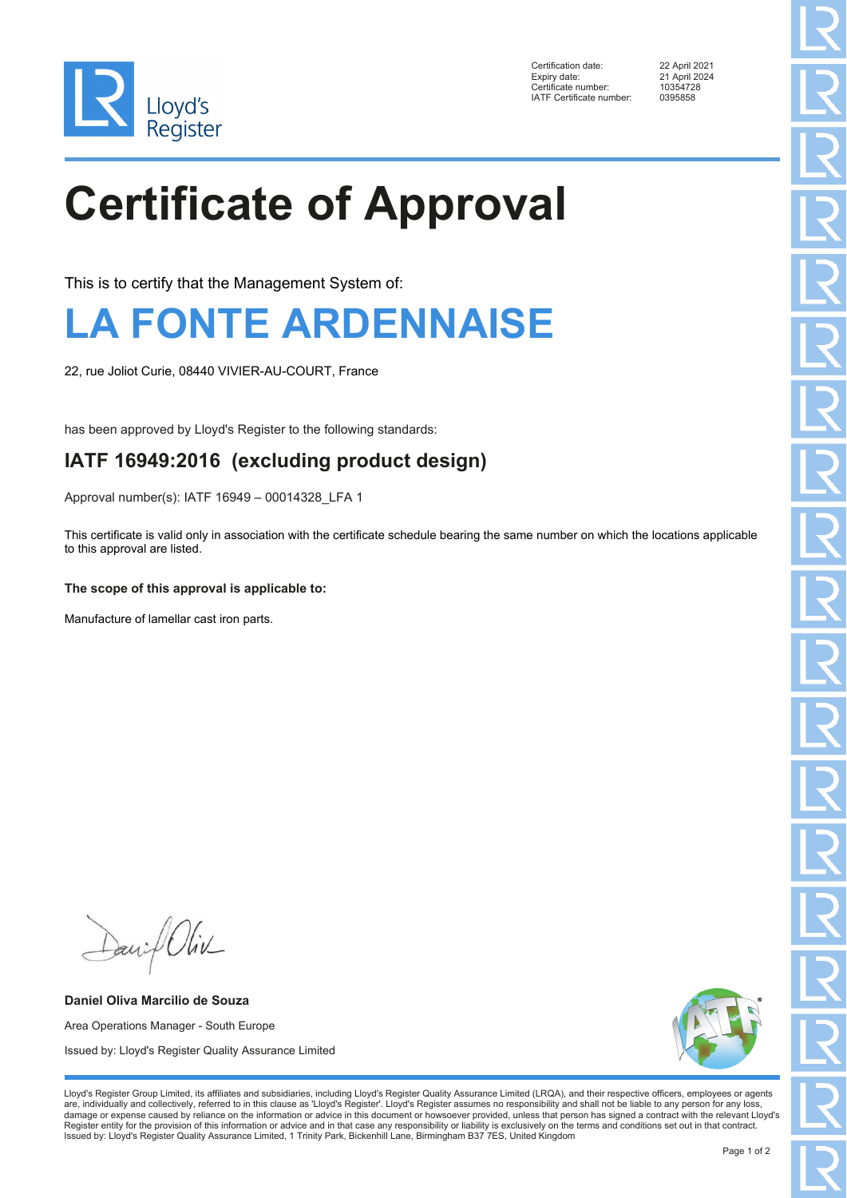Lloyd's Register

| | |
|---|---|
| Certification date: | 22 April 2021 |
| Expiry date: | 21 April 2024 |
| Certificate number: | 10354728 |
| IATF Certificate number: | 0395858 |

# Certificate of Approval

This is to certify that the Management System of:

## LA FONTE ARDENNAISE

22, rue Joliot Curie, 08440 VIVIER-AU-COURT, France

has been approved by Lloyd's Register to the following standards:

### IATF 16949:2016 (excluding product design)

Approval number(s): IATF 16949 – 00014328_LFA 1

This certificate is valid only in association with the certificate schedule bearing the same number on which the locations applicable to this approval are listed.

**The scope of this approval is applicable to:**

Manufacture of lamellar cast iron parts.

**Daniel Oliva Marcilio de Souza**

Area Operations Manager - South Europe

Issued by: Lloyd's Register Quality Assurance Limited

Lloyd's Register Group Limited, its affiliates and subsidiaries, including Lloyd's Register Quality Assurance Limited (LRQA), and their respective officers, employees or agents are, individually and collectively, referred to in this clause as 'Lloyd's Register'. Lloyd's Register assumes no responsibility and shall not be liable to any person for any loss, damage or expense caused by reliance on the information or advice in this document or howsoever provided, unless that person has signed a contract with the relevant Lloyd's Register entity for the provision of this information or advice and in that case any responsibility or liability is exclusively on the terms and conditions set out in that contract.
Issued by: Lloyd's Register Quality Assurance Limited, 1 Trinity Park, Bickenhill Lane, Birmingham B37 7ES, United Kingdom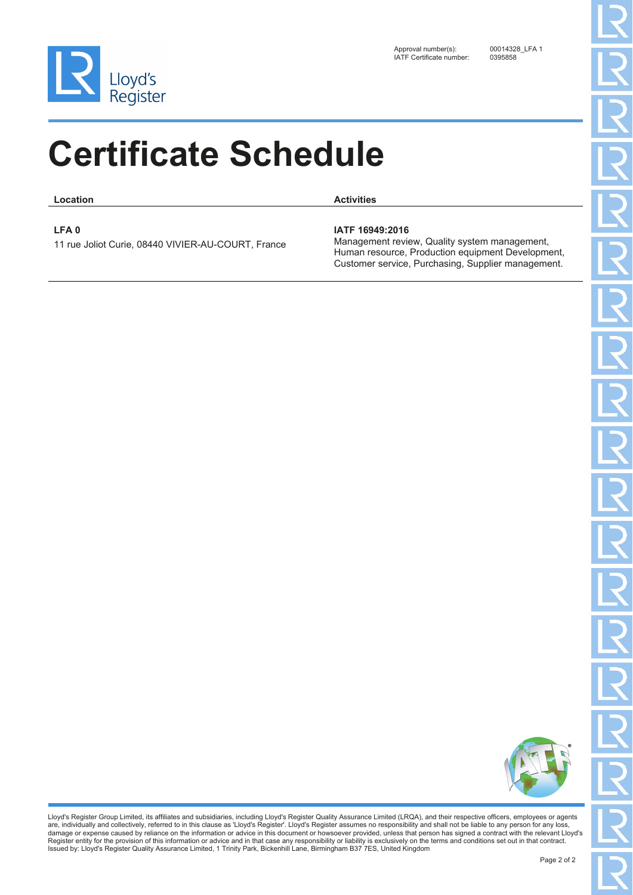Approval number(s): 00014328_LFA 1
IATF Certificate number: 0395858

# Certificate Schedule

| Location | Activities |
| --- | --- |
| **LFA 0**<br>11 rue Joliot Curie, 08440 VIVIER-AU-COURT, France | **IATF 16949:2016**<br>Management review, Quality system management, Human resource, Production equipment Development, Customer service, Purchasing, Supplier management. |

Lloyd's Register Group Limited, its affiliates and subsidiaries, including Lloyd's Register Quality Assurance Limited (LRQA), and their respective officers, employees or agents are, individually and collectively, referred to in this clause as 'Lloyd's Register'. Lloyd's Register assumes no responsibility and shall not be liable to any person for any loss, damage or expense caused by reliance on the information or advice in this document or howsoever provided, unless that person has signed a contract with the relevant Lloyd's Register entity for the provision of this information or advice and in that case any responsibility or liability is exclusively on the terms and conditions set out in that contract.
Issued by: Lloyd's Register Quality Assurance Limited, 1 Trinity Park, Bickenhill Lane, Birmingham B37 7ES, United Kingdom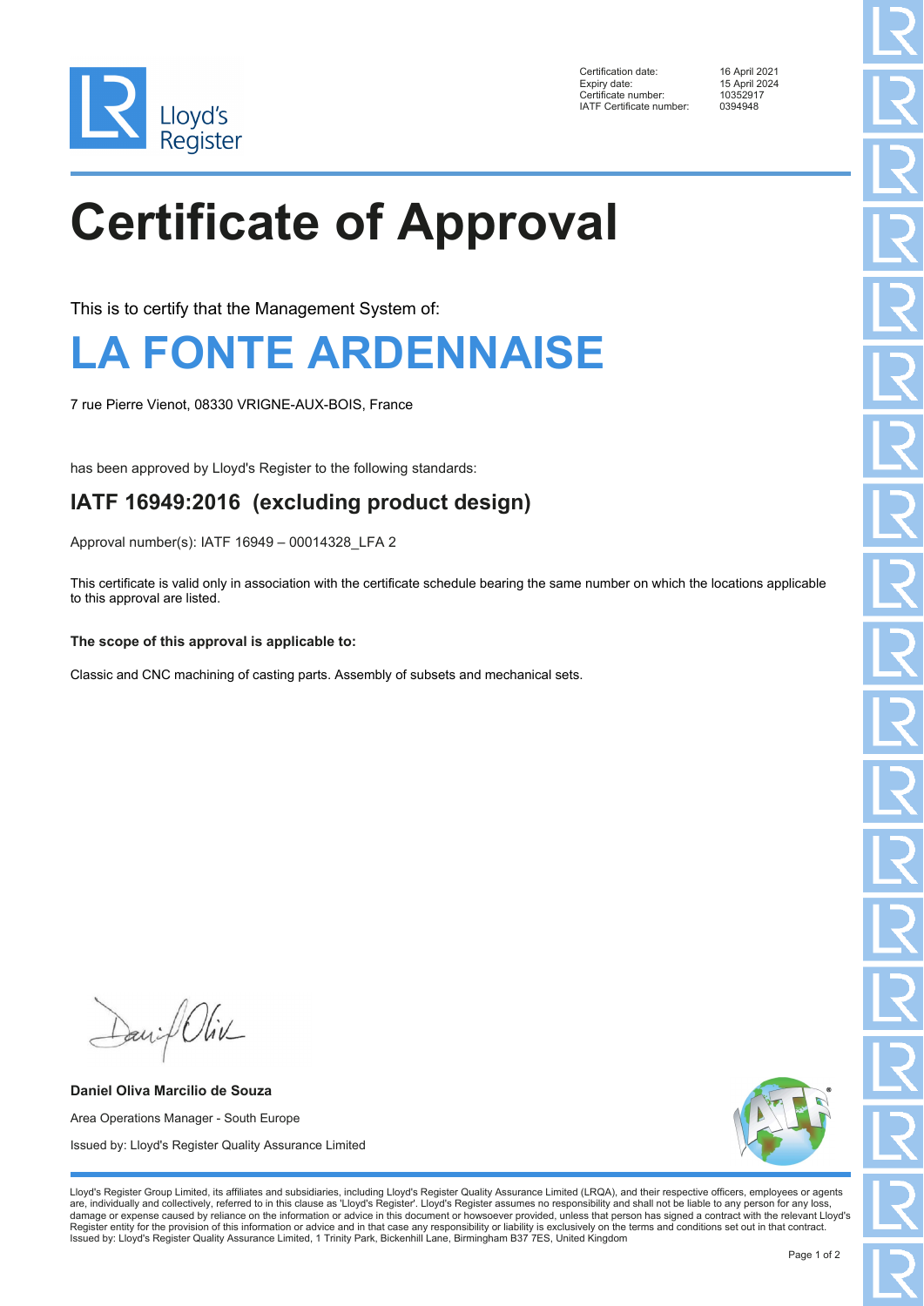| | |
|---|---|
| Certification date: | 16 April 2021 |
| Expiry date: | 15 April 2024 |
| Certificate number: | 10352917 |
| IATF Certificate number: | 0394948 |

# Certificate of Approval

This is to certify that the Management System of:

## LA FONTE ARDENNAISE

7 rue Pierre Vienot, 08330 VRIGNE-AUX-BOIS, France

has been approved by Lloyd's Register to the following standards:

## IATF 16949:2016 (excluding product design)

Approval number(s): IATF 16949 – 00014328_LFA 2

This certificate is valid only in association with the certificate schedule bearing the same number on which the locations applicable to this approval are listed.

**The scope of this approval is applicable to:**

Classic and CNC machining of casting parts. Assembly of subsets and mechanical sets.

**Daniel Oliva Marcilio de Souza**

Area Operations Manager - South Europe

Issued by: Lloyd's Register Quality Assurance Limited

Lloyd's Register Group Limited, its affiliates and subsidiaries, including Lloyd's Register Quality Assurance Limited (LRQA), and their respective officers, employees or agents are, individually and collectively, referred to in this clause as 'Lloyd's Register'. Lloyd's Register assumes no responsibility and shall not be liable to any person for any loss, damage or expense caused by reliance on the information or advice in this document or howsoever provided, unless that person has signed a contract with the relevant Lloyd's Register entity for the provision of this information or advice and in that case any responsibility or liability is exclusively on the terms and conditions set out in that contract.
Issued by: Lloyd's Register Quality Assurance Limited, 1 Trinity Park, Bickenhill Lane, Birmingham B37 7ES, United Kingdom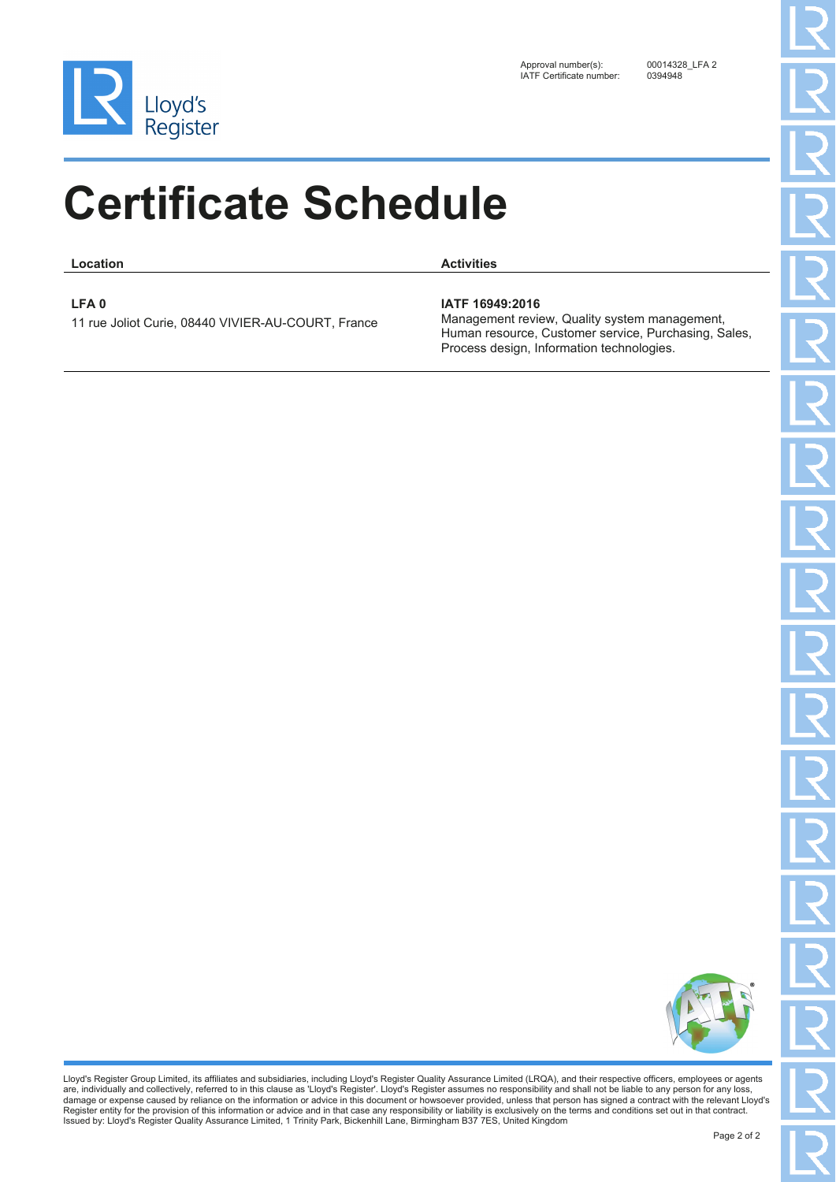Approval number(s): 00014328_LFA 2
IATF Certificate number: 0394948

# Certificate Schedule

| Location | Activities |
| --- | --- |
| **LFA 0**<br>11 rue Joliot Curie, 08440 VIVIER-AU-COURT, France | **IATF 16949:2016**<br>Management review, Quality system management, Human resource, Customer service, Purchasing, Sales, Process design, Information technologies. |

Lloyd's Register Group Limited, its affiliates and subsidiaries, including Lloyd's Register Quality Assurance Limited (LRQA), and their respective officers, employees or agents are, individually and collectively, referred to in this clause as 'Lloyd's Register'. Lloyd's Register assumes no responsibility and shall not be liable to any person for any loss, damage or expense caused by reliance on the information or advice in this document or howsoever provided, unless that person has signed a contract with the relevant Lloyd's Register entity for the provision of this information or advice and in that case any responsibility or liability is exclusively on the terms and conditions set out in that contract.
Issued by: Lloyd's Register Quality Assurance Limited, 1 Trinity Park, Bickenhill Lane, Birmingham B37 7ES, United Kingdom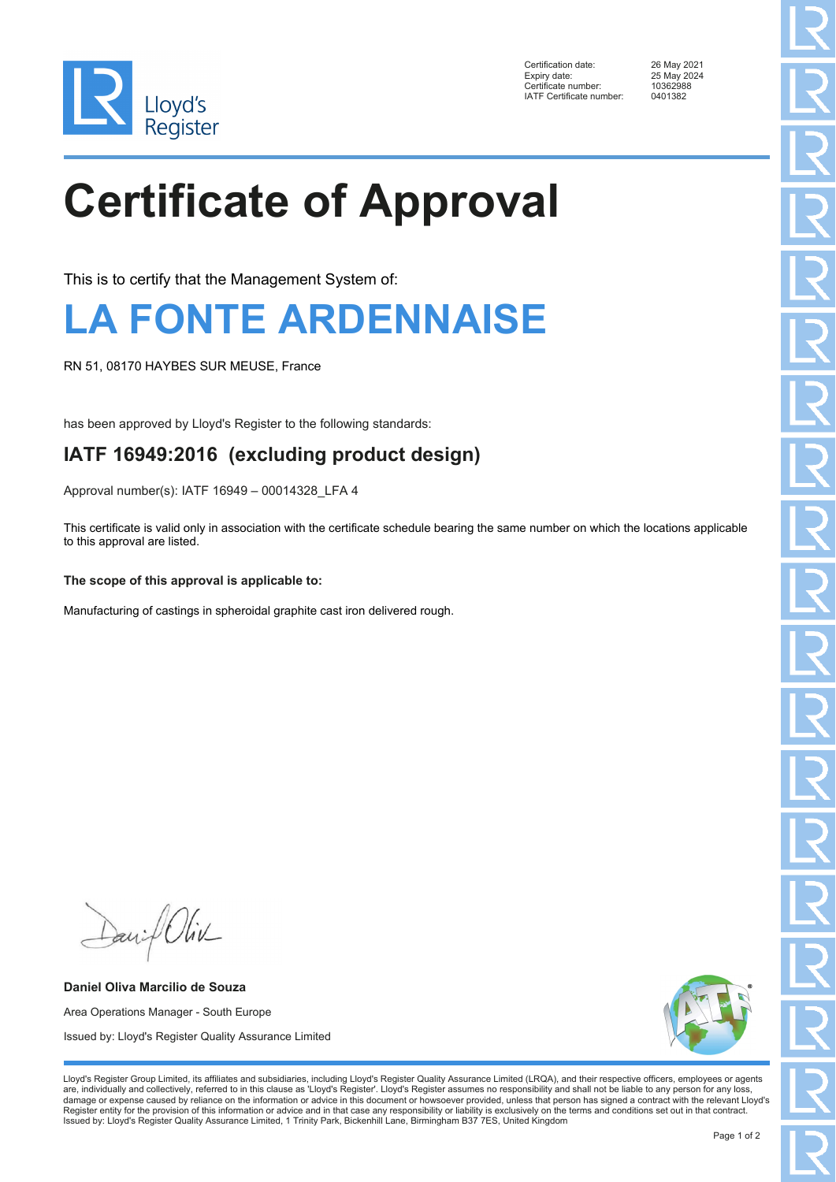| | |
|---|---|
| Certification date: | 26 May 2021 |
| Expiry date: | 25 May 2024 |
| Certificate number: | 10362988 |
| IATF Certificate number: | 0401382 |

# Certificate of Approval

This is to certify that the Management System of:

## LA FONTE ARDENNAISE

RN 51, 08170 HAYBES SUR MEUSE, France

has been approved by Lloyd's Register to the following standards:

## IATF 16949:2016 (excluding product design)

Approval number(s): IATF 16949 – 00014328_LFA 4

This certificate is valid only in association with the certificate schedule bearing the same number on which the locations applicable to this approval are listed.

**The scope of this approval is applicable to:**

Manufacturing of castings in spheroidal graphite cast iron delivered rough.

**Daniel Oliva Marcilio de Souza**

Area Operations Manager - South Europe

Issued by: Lloyd's Register Quality Assurance Limited

Lloyd's Register Group Limited, its affiliates and subsidiaries, including Lloyd's Register Quality Assurance Limited (LRQA), and their respective officers, employees or agents are, individually and collectively, referred to in this clause as 'Lloyd's Register'. Lloyd's Register assumes no responsibility and shall not be liable to any person for any loss, damage or expense caused by reliance on the information or advice in this document or howsoever provided, unless that person has signed a contract with the relevant Lloyd's Register entity for the provision of this information or advice and in that case any responsibility or liability is exclusively on the terms and conditions set out in that contract.
Issued by: Lloyd's Register Quality Assurance Limited, 1 Trinity Park, Bickenhill Lane, Birmingham B37 7ES, United Kingdom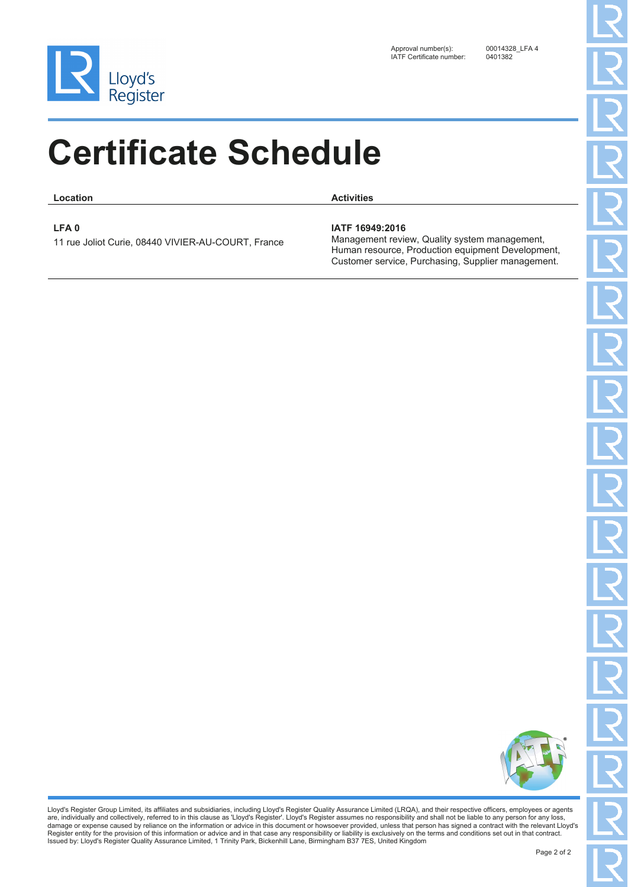Approval number(s): 00014328_LFA 4
IATF Certificate number: 0401382

# Certificate Schedule

| Location | Activities |
|---|---|
| **LFA 0**<br>11 rue Joliot Curie, 08440 VIVIER-AU-COURT, France | **IATF 16949:2016**<br>Management review, Quality system management, Human resource, Production equipment Development, Customer service, Purchasing, Supplier management. |

Lloyd's Register Group Limited, its affiliates and subsidiaries, including Lloyd's Register Quality Assurance Limited (LRQA), and their respective officers, employees or agents are, individually and collectively, referred to in this clause as 'Lloyd's Register'. Lloyd's Register assumes no responsibility and shall not be liable to any person for any loss, damage or expense caused by reliance on the information or advice in this document or howsoever provided, unless that person has signed a contract with the relevant Lloyd's Register entity for the provision of this information or advice and in that case any responsibility or liability is exclusively on the terms and conditions set out in that contract.
Issued by: Lloyd's Register Quality Assurance Limited, 1 Trinity Park, Bickenhill Lane, Birmingham B37 7ES, United Kingdom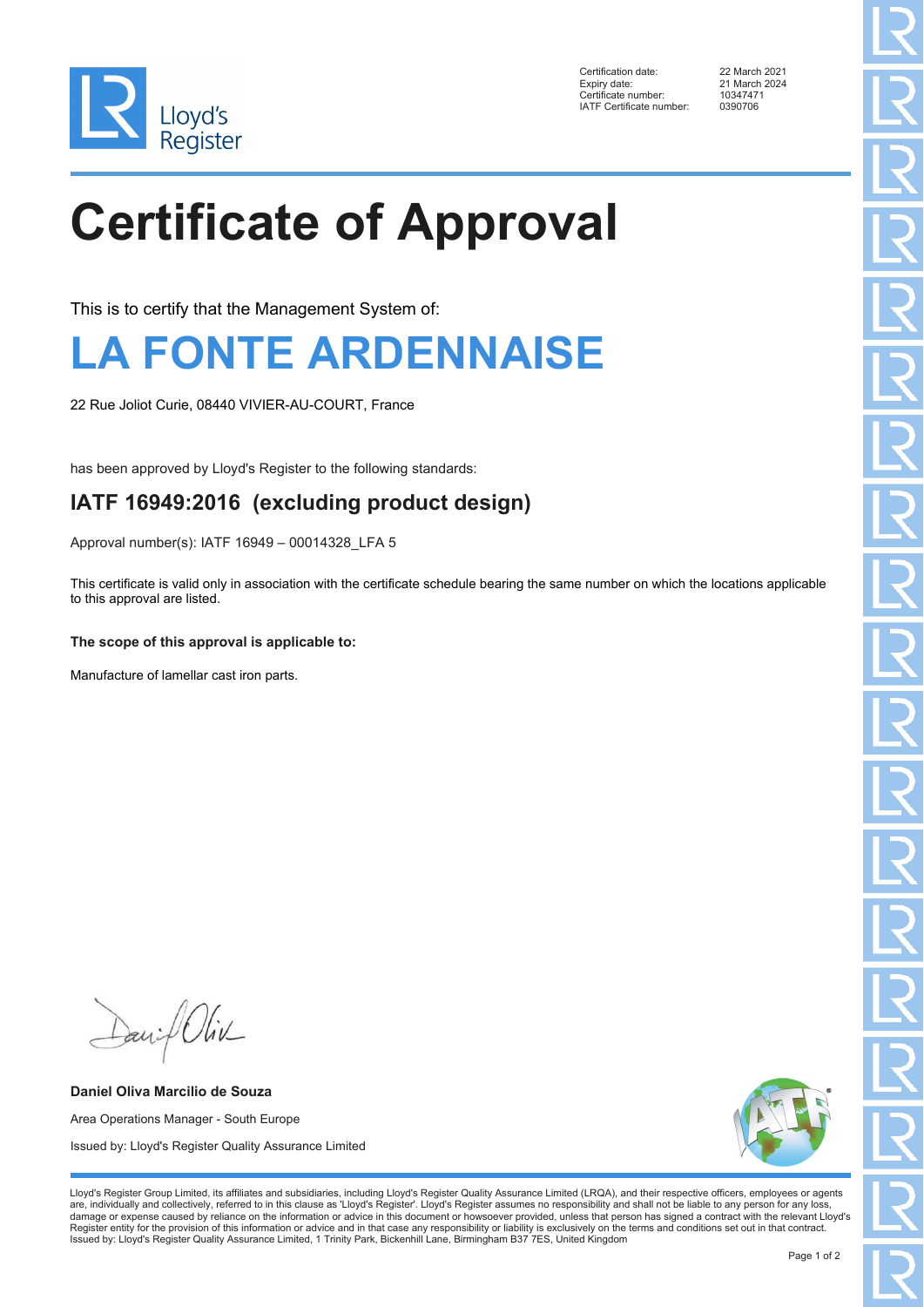| | |
|---|---|
| Certification date: | 22 March 2021 |
| Expiry date: | 21 March 2024 |
| Certificate number: | 10347471 |
| IATF Certificate number: | 0390706 |

# Certificate of Approval

This is to certify that the Management System of:

# LA FONTE ARDENNAISE

22 Rue Joliot Curie, 08440 VIVIER-AU-COURT, France

has been approved by Lloyd's Register to the following standards:

## IATF 16949:2016 (excluding product design)

Approval number(s): IATF 16949 – 00014328_LFA 5

This certificate is valid only in association with the certificate schedule bearing the same number on which the locations applicable to this approval are listed.

**The scope of this approval is applicable to:**

Manufacture of lamellar cast iron parts.

**Daniel Oliva Marcilio de Souza**

Area Operations Manager - South Europe

Issued by: Lloyd's Register Quality Assurance Limited

Lloyd's Register Group Limited, its affiliates and subsidiaries, including Lloyd's Register Quality Assurance Limited (LRQA), and their respective officers, employees or agents are, individually and collectively, referred to in this clause as 'Lloyd's Register'. Lloyd's Register assumes no responsibility and shall not be liable to any person for any loss, damage or expense caused by reliance on the information or advice in this document or howsoever provided, unless that person has signed a contract with the relevant Lloyd's Register entity for the provision of this information or advice and in that case any responsibility or liability is exclusively on the terms and conditions set out in that contract.
Issued by: Lloyd's Register Quality Assurance Limited, 1 Trinity Park, Bickenhill Lane, Birmingham B37 7ES, United Kingdom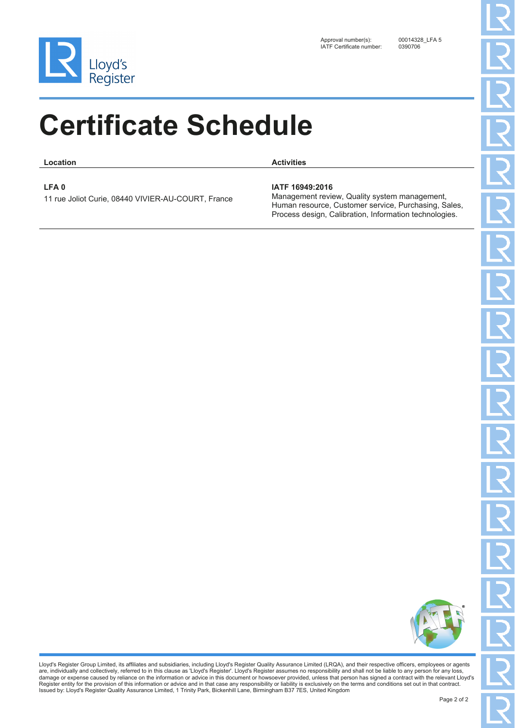Approval number(s): 00014328_LFA 5
IATF Certificate number: 0390706

# Certificate Schedule

| Location | Activities |
| --- | --- |
| **LFA 0**<br>11 rue Joliot Curie, 08440 VIVIER-AU-COURT, France | **IATF 16949:2016**<br>Management review, Quality system management, Human resource, Customer service, Purchasing, Sales, Process design, Calibration, Information technologies. |

Lloyd's Register Group Limited, its affiliates and subsidiaries, including Lloyd's Register Quality Assurance Limited (LRQA), and their respective officers, employees or agents are, individually and collectively, referred to in this clause as 'Lloyd's Register'. Lloyd's Register assumes no responsibility and shall not be liable to any person for any loss, damage or expense caused by reliance on the information or advice in this document or howsoever provided, unless that person has signed a contract with the relevant Lloyd's Register entity for the provision of this information or advice and in that case any responsibility or liability is exclusively on the terms and conditions set out in that contract.
Issued by: Lloyd's Register Quality Assurance Limited, 1 Trinity Park, Bickenhill Lane, Birmingham B37 7ES, United Kingdom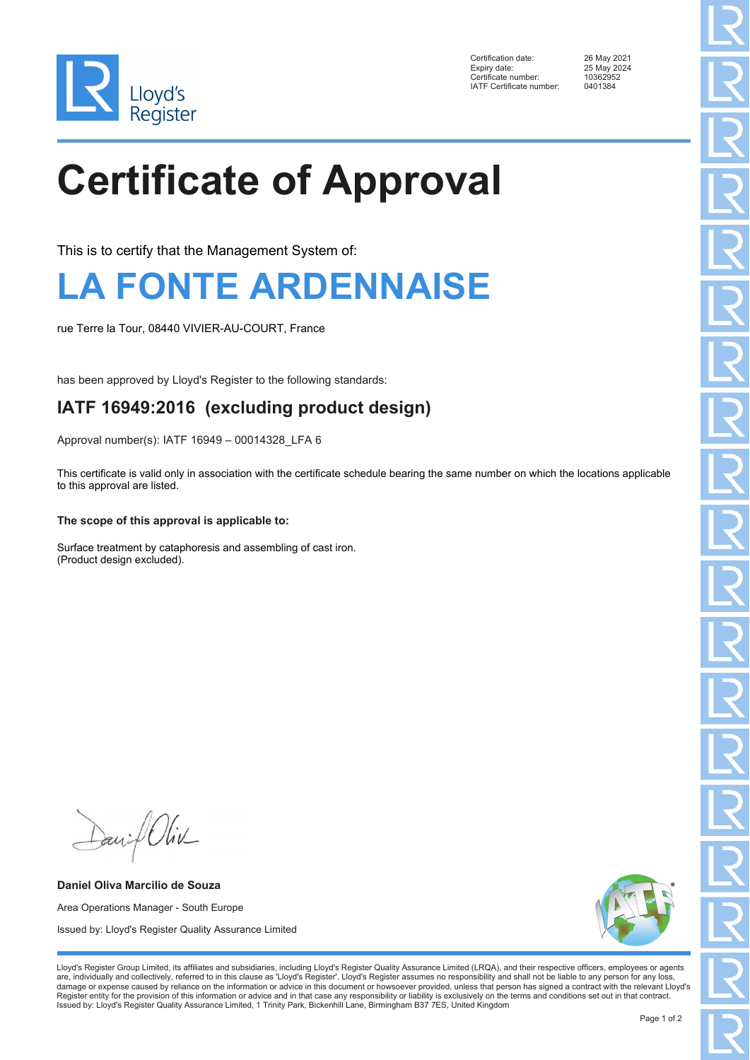| | |
|---|---|
| Certification date: | 26 May 2021 |
| Expiry date: | 25 May 2024 |
| Certificate number: | 10362952 |
| IATF Certificate number: | 0401384 |

# Certificate of Approval

This is to certify that the Management System of:

## LA FONTE ARDENNAISE

rue Terre la Tour, 08440 VIVIER-AU-COURT, France

has been approved by Lloyd's Register to the following standards:

### IATF 16949:2016 (excluding product design)

Approval number(s): IATF 16949 – 00014328_LFA 6

This certificate is valid only in association with the certificate schedule bearing the same number on which the locations applicable to this approval are listed.

**The scope of this approval is applicable to:**

Surface treatment by cataphoresis and assembling of cast iron.
(Product design excluded).

**Daniel Oliva Marcilio de Souza**

Area Operations Manager - South Europe

Issued by: Lloyd's Register Quality Assurance Limited

Lloyd's Register Group Limited, its affiliates and subsidiaries, including Lloyd's Register Quality Assurance Limited (LRQA), and their respective officers, employees or agents are, individually and collectively, referred to in this clause as 'Lloyd's Register'. Lloyd's Register assumes no responsibility and shall not be liable to any person for any loss, damage or expense caused by reliance on the information or advice in this document or howsoever provided, unless that person has signed a contract with the relevant Lloyd's Register entity for the provision of this information or advice and in that case any responsibility or liability is exclusively on the terms and conditions set out in that contract.
Issued by: Lloyd's Register Quality Assurance Limited, 1 Trinity Park, Bickenhill Lane, Birmingham B37 7ES, United Kingdom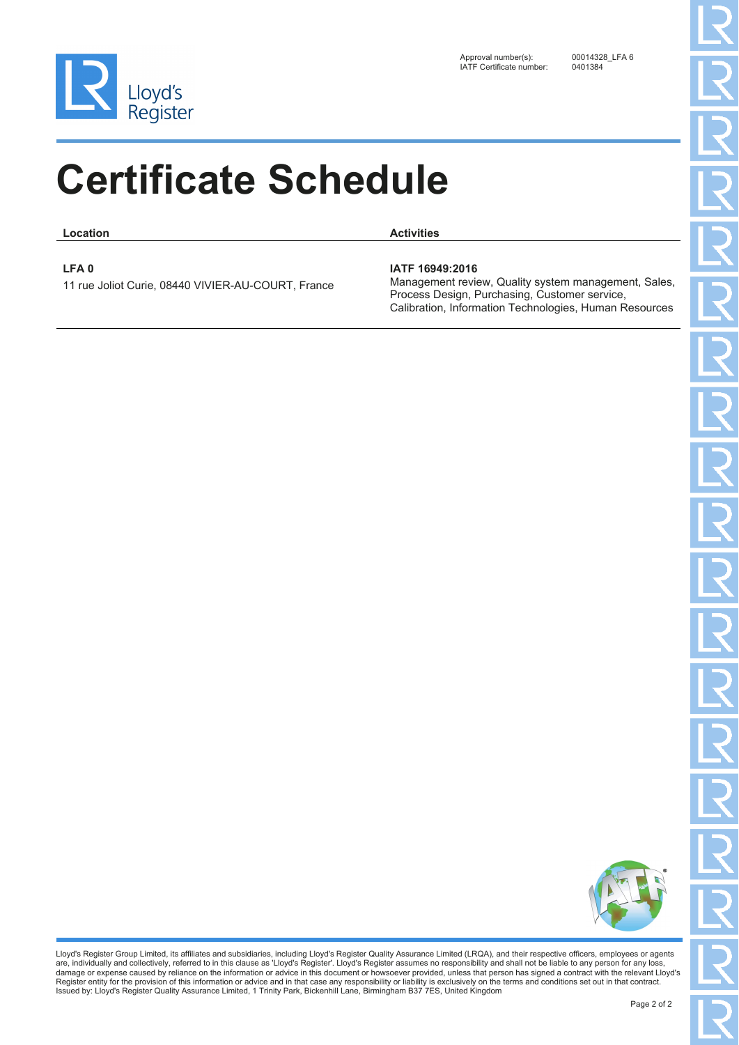Approval number(s): 00014328_LFA 6
IATF Certificate number: 0401384

# Certificate Schedule

| Location | Activities |
| --- | --- |
| **LFA 0**<br>11 rue Joliot Curie, 08440 VIVIER-AU-COURT, France | **IATF 16949:2016**<br>Management review, Quality system management, Sales, Process Design, Purchasing, Customer service, Calibration, Information Technologies, Human Resources |

Lloyd's Register Group Limited, its affiliates and subsidiaries, including Lloyd's Register Quality Assurance Limited (LRQA), and their respective officers, employees or agents are, individually and collectively, referred to in this clause as 'Lloyd's Register'. Lloyd's Register assumes no responsibility and shall not be liable to any person for any loss, damage or expense caused by reliance on the information or advice in this document or howsoever provided, unless that person has signed a contract with the relevant Lloyd's Register entity for the provision of this information or advice and in that case any responsibility or liability is exclusively on the terms and conditions set out in that contract.
Issued by: Lloyd's Register Quality Assurance Limited, 1 Trinity Park, Bickenhill Lane, Birmingham B37 7ES, United Kingdom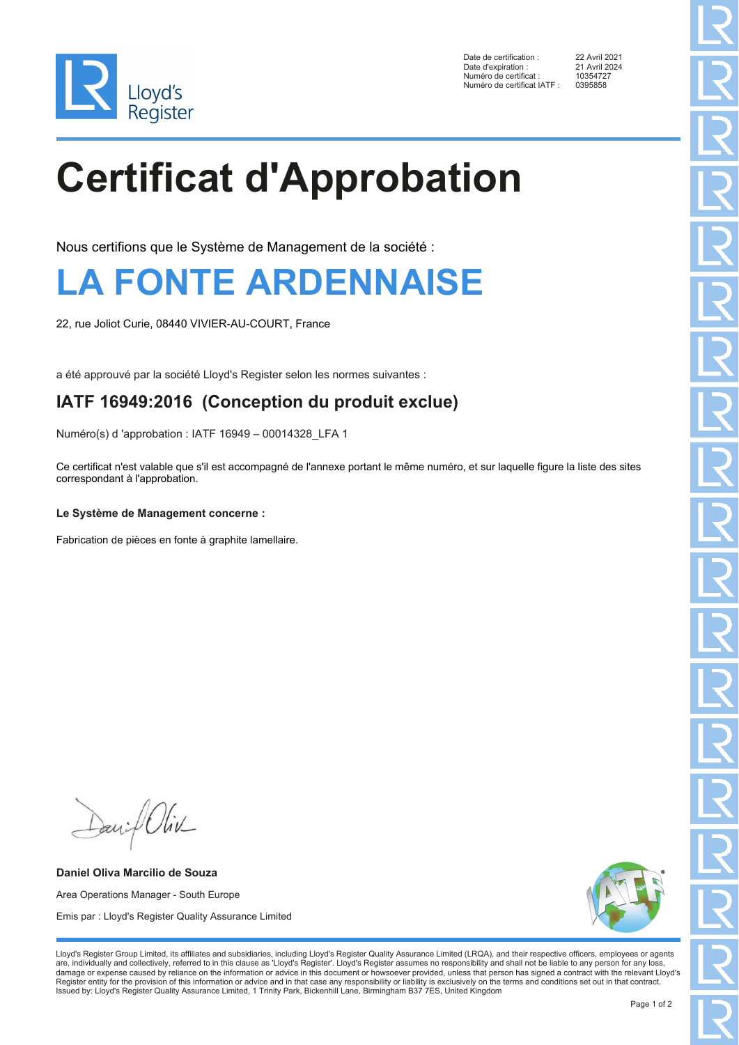Lloyd's Register

| | |
|---|---|
| Date de certification : | 22 Avril 2021 |
| Date d'expiration : | 21 Avril 2024 |
| Numéro de certificat : | 10354727 |
| Numéro de certificat IATF : | 0395858 |

# Certificat d'Approbation

Nous certifions que le Système de Management de la société :

# LA FONTE ARDENNAISE

22, rue Joliot Curie, 08440 VIVIER-AU-COURT, France

a été approuvé par la société Lloyd's Register selon les normes suivantes :

## IATF 16949:2016 (Conception du produit exclue)

Numéro(s) d 'approbation : IATF 16949 – 00014328_LFA 1

Ce certificat n'est valable que s'il est accompagné de l'annexe portant le même numéro, et sur laquelle figure la liste des sites correspondant à l'approbation.

**Le Système de Management concerne :**

Fabrication de pièces en fonte à graphite lamellaire.

**Daniel Oliva Marcilio de Souza**

Area Operations Manager - South Europe

Emis par : Lloyd's Register Quality Assurance Limited

Lloyd's Register Group Limited, its affiliates and subsidiaries, including Lloyd's Register Quality Assurance Limited (LRQA), and their respective officers, employees or agents are, individually and collectively, referred to in this clause as 'Lloyd's Register'. Lloyd's Register assumes no responsibility and shall not be liable to any person for any loss, damage or expense caused by reliance on the information or advice in this document or howsoever provided, unless that person has signed a contract with the relevant Lloyd's Register entity for the provision of this information or advice and in that case any responsibility or liability is exclusively on the terms and conditions set out in that contract.
Issued by: Lloyd's Register Quality Assurance Limited, 1 Trinity Park, Bickenhill Lane, Birmingham B37 7ES, United Kingdom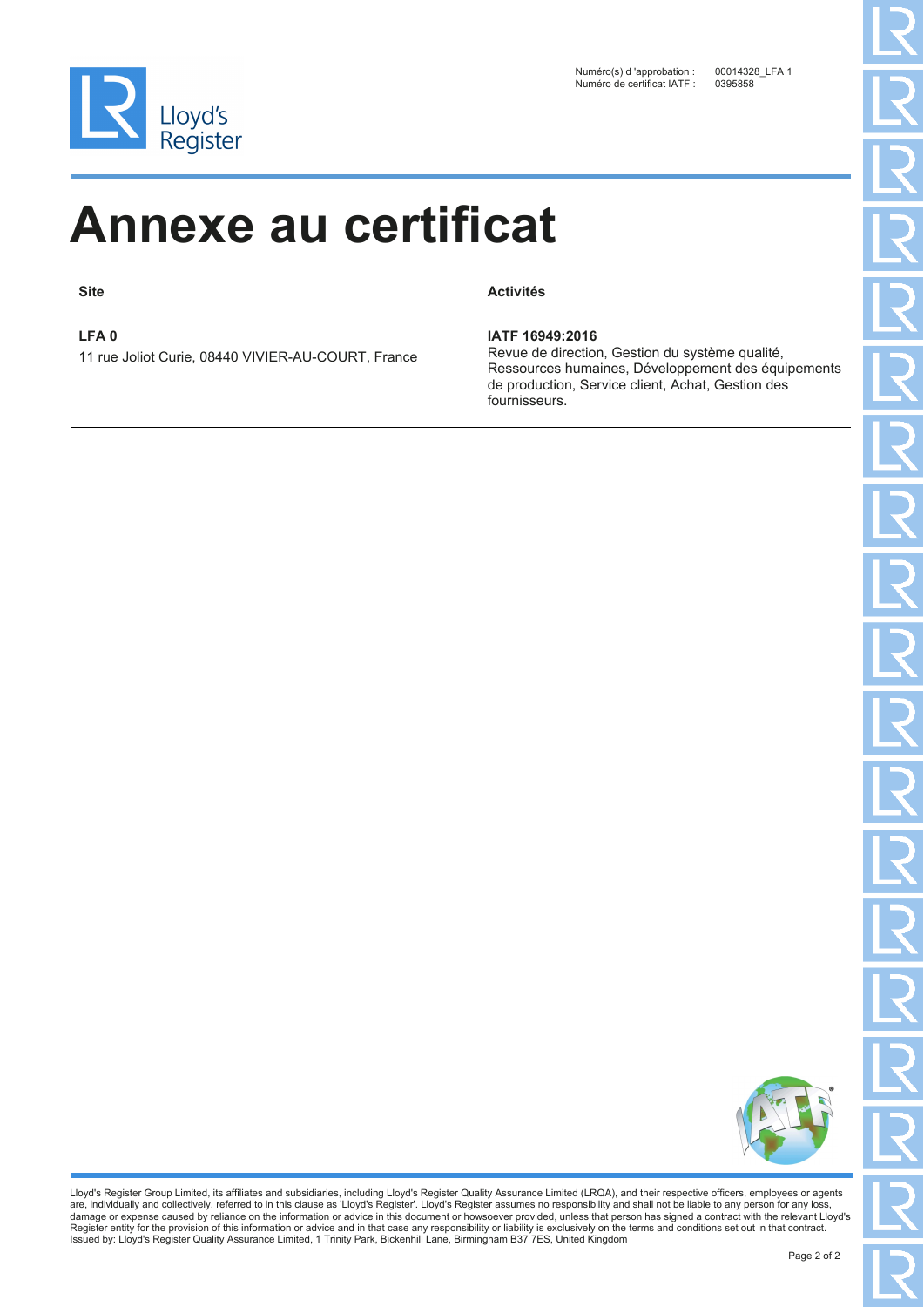Numéro(s) d 'approbation : 00014328_LFA 1
Numéro de certificat IATF : 0395858

# Annexe au certificat

| Site | Activités |
| --- | --- |
| **LFA 0**<br>11 rue Joliot Curie, 08440 VIVIER-AU-COURT, France | **IATF 16949:2016**<br>Revue de direction, Gestion du système qualité, Ressources humaines, Développement des équipements de production, Service client, Achat, Gestion des fournisseurs. |

Lloyd's Register Group Limited, its affiliates and subsidiaries, including Lloyd's Register Quality Assurance Limited (LRQA), and their respective officers, employees or agents are, individually and collectively, referred to in this clause as 'Lloyd's Register'. Lloyd's Register assumes no responsibility and shall not be liable to any person for any loss, damage or expense caused by reliance on the information or advice in this document or howsoever provided, unless that person has signed a contract with the relevant Lloyd's Register entity for the provision of this information or advice and in that case any responsibility or liability is exclusively on the terms and conditions set out in that contract.
Issued by: Lloyd's Register Quality Assurance Limited, 1 Trinity Park, Bickenhill Lane, Birmingham B37 7ES, United Kingdom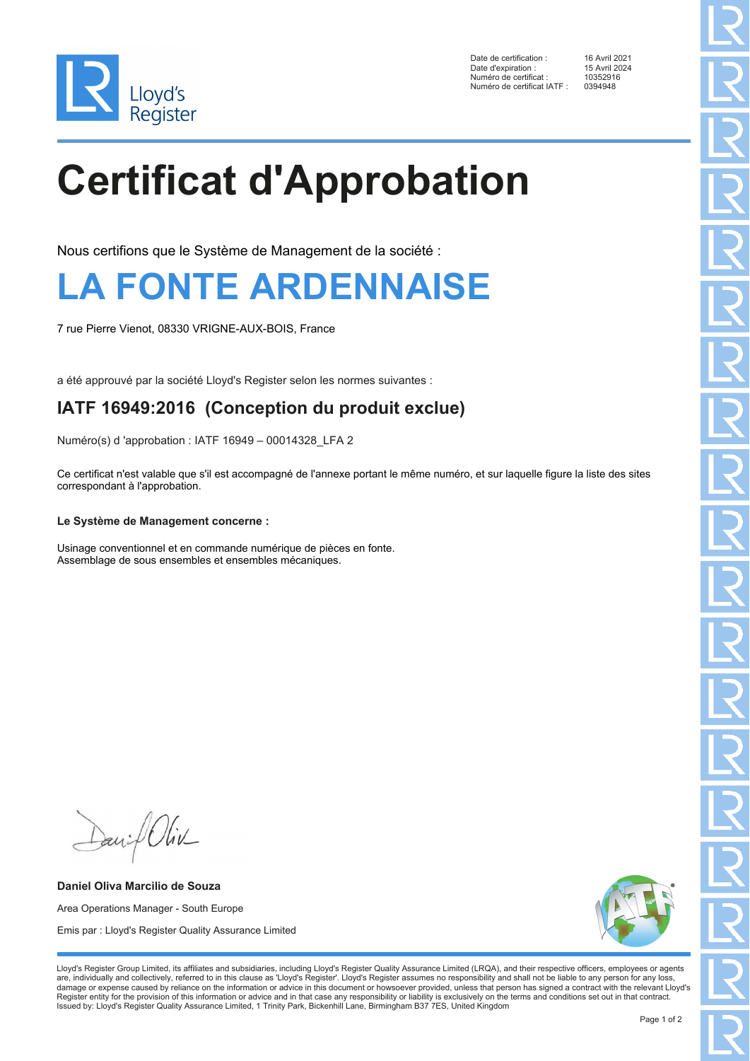Lloyd's Register

| | |
|---|---|
| Date de certification : | 16 Avril 2021 |
| Date d'expiration : | 15 Avril 2024 |
| Numéro de certificat : | 10352916 |
| Numéro de certificat IATF : | 0394948 |

# Certificat d'Approbation

Nous certifions que le Système de Management de la société :

## LA FONTE ARDENNAISE

7 rue Pierre Vienot, 08330 VRIGNE-AUX-BOIS, France

a été approuvé par la société Lloyd's Register selon les normes suivantes :

## IATF 16949:2016 (Conception du produit exclue)

Numéro(s) d 'approbation : IATF 16949 – 00014328_LFA 2

Ce certificat n'est valable que s'il est accompagné de l'annexe portant le même numéro, et sur laquelle figure la liste des sites correspondant à l'approbation.

**Le Système de Management concerne :**

Usinage conventionnel et en commande numérique de pièces en fonte.
Assemblage de sous ensembles et ensembles mécaniques.

**Daniel Oliva Marcilio de Souza**

Area Operations Manager - South Europe

Emis par : Lloyd's Register Quality Assurance Limited

Lloyd's Register Group Limited, its affiliates and subsidiaries, including Lloyd's Register Quality Assurance Limited (LRQA), and their respective officers, employees or agents are, individually and collectively, referred to in this clause as 'Lloyd's Register'. Lloyd's Register assumes no responsibility and shall not be liable to any person for any loss, damage or expense caused by reliance on the information or advice in this document or howsoever provided, unless that person has signed a contract with the relevant Lloyd's Register entity for the provision of this information or advice and in that case any responsibility or liability is exclusively on the terms and conditions set out in that contract. Issued by: Lloyd's Register Quality Assurance Limited, 1 Trinity Park, Bickenhill Lane, Birmingham B37 7ES, United Kingdom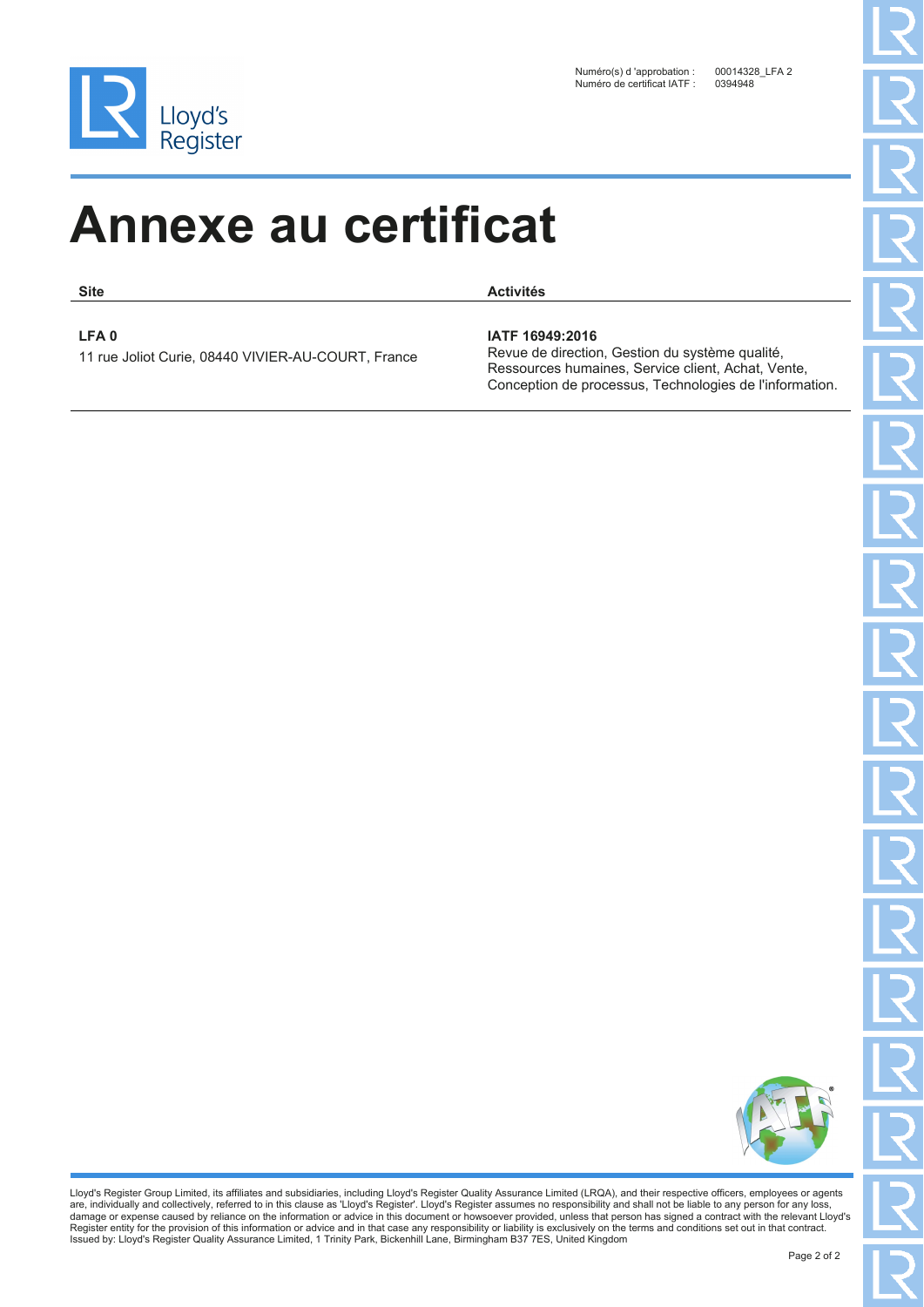Numéro(s) d 'approbation : 00014328_LFA 2
Numéro de certificat IATF : 0394948

# Annexe au certificat

| Site | Activités |
| --- | --- |
| **LFA 0**<br>11 rue Joliot Curie, 08440 VIVIER-AU-COURT, France | **IATF 16949:2016**<br>Revue de direction, Gestion du système qualité, Ressources humaines, Service client, Achat, Vente, Conception de processus, Technologies de l'information. |

Lloyd's Register Group Limited, its affiliates and subsidiaries, including Lloyd's Register Quality Assurance Limited (LRQA), and their respective officers, employees or agents are, individually and collectively, referred to in this clause as 'Lloyd's Register'. Lloyd's Register assumes no responsibility and shall not be liable to any person for any loss, damage or expense caused by reliance on the information or advice in this document or howsoever provided, unless that person has signed a contract with the relevant Lloyd's Register entity for the provision of this information or advice and in that case any responsibility or liability is exclusively on the terms and conditions set out in that contract.
Issued by: Lloyd's Register Quality Assurance Limited, 1 Trinity Park, Bickenhill Lane, Birmingham B37 7ES, United Kingdom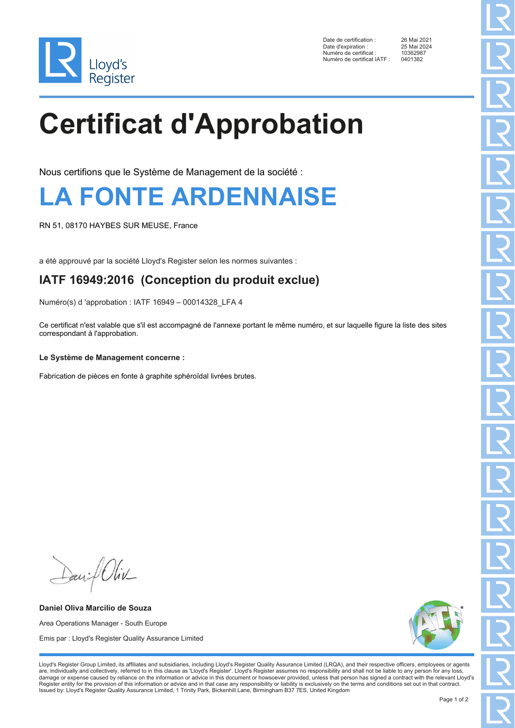Date de certification : 26 Mai 2021
Date d'expiration : 25 Mai 2024
Numéro de certificat : 10362987
Numéro de certificat IATF : 0401382

# Certificat d'Approbation

Nous certifions que le Système de Management de la société :

## LA FONTE ARDENNAISE

RN 51, 08170 HAYBES SUR MEUSE, France

a été approuvé par la société Lloyd's Register selon les normes suivantes :

### IATF 16949:2016 (Conception du produit exclue)

Numéro(s) d 'approbation : IATF 16949 – 00014328_LFA 4

Ce certificat n'est valable que s'il est accompagné de l'annexe portant le même numéro, et sur laquelle figure la liste des sites correspondant à l'approbation.

**Le Système de Management concerne :**

Fabrication de pièces en fonte à graphite sphéroïdal livrées brutes.

**Daniel Oliva Marcilio de Souza**

Area Operations Manager - South Europe

Emis par : Lloyd's Register Quality Assurance Limited

Lloyd's Register Group Limited, its affiliates and subsidiaries, including Lloyd's Register Quality Assurance Limited (LRQA), and their respective officers, employees or agents are, individually and collectively, referred to in this clause as 'Lloyd's Register'. Lloyd's Register assumes no responsibility and shall not be liable to any person for any loss, damage or expense caused by reliance on the information or advice in this document or howsoever provided, unless that person has signed a contract with the relevant Lloyd's Register entity for the provision of this information or advice and in that case any responsibility or liability is exclusively on the terms and conditions set out in that contract.
Issued by: Lloyd's Register Quality Assurance Limited, 1 Trinity Park, Bickenhill Lane, Birmingham B37 7ES, United Kingdom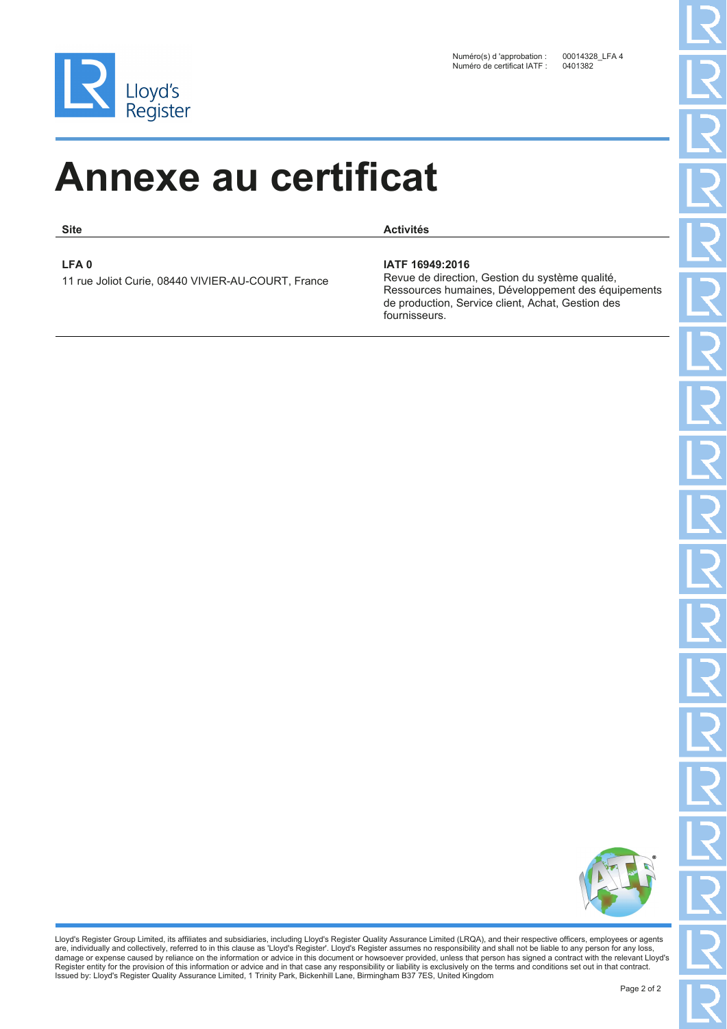Numéro(s) d 'approbation : 00014328_LFA 4
Numéro de certificat IATF : 0401382

# Annexe au certificat

| Site | Activités |
| --- | --- |
| **LFA 0**<br>11 rue Joliot Curie, 08440 VIVIER-AU-COURT, France | **IATF 16949:2016**<br>Revue de direction, Gestion du système qualité, Ressources humaines, Développement des équipements de production, Service client, Achat, Gestion des fournisseurs. |

Lloyd's Register Group Limited, its affiliates and subsidiaries, including Lloyd's Register Quality Assurance Limited (LRQA), and their respective officers, employees or agents are, individually and collectively, referred to in this clause as 'Lloyd's Register'. Lloyd's Register assumes no responsibility and shall not be liable to any person for any loss, damage or expense caused by reliance on the information or advice in this document or howsoever provided, unless that person has signed a contract with the relevant Lloyd's Register entity for the provision of this information or advice and in that case any responsibility or liability is exclusively on the terms and conditions set out in that contract.
Issued by: Lloyd's Register Quality Assurance Limited, 1 Trinity Park, Bickenhill Lane, Birmingham B37 7ES, United Kingdom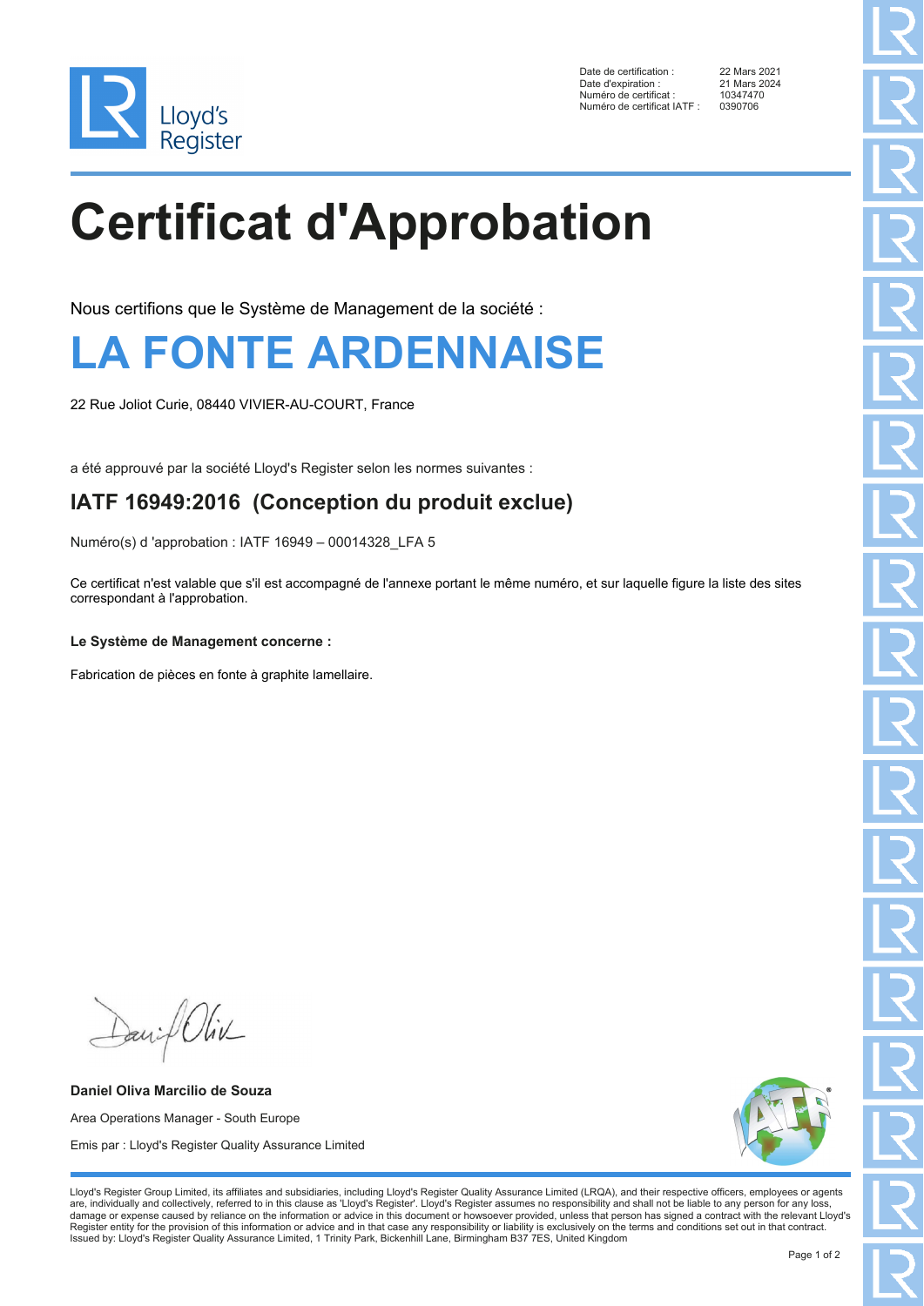Date de certification : 22 Mars 2021
Date d'expiration : 21 Mars 2024
Numéro de certificat : 10347470
Numéro de certificat IATF : 0390706

# Certificat d'Approbation

Nous certifions que le Système de Management de la société :

## LA FONTE ARDENNAISE

22 Rue Joliot Curie, 08440 VIVIER-AU-COURT, France

a été approuvé par la société Lloyd's Register selon les normes suivantes :

### IATF 16949:2016 (Conception du produit exclue)

Numéro(s) d 'approbation : IATF 16949 – 00014328_LFA 5

Ce certificat n'est valable que s'il est accompagné de l'annexe portant le même numéro, et sur laquelle figure la liste des sites correspondant à l'approbation.

**Le Système de Management concerne :**

Fabrication de pièces en fonte à graphite lamellaire.

**Daniel Oliva Marcilio de Souza**

Area Operations Manager - South Europe

Emis par : Lloyd's Register Quality Assurance Limited

Lloyd's Register Group Limited, its affiliates and subsidiaries, including Lloyd's Register Quality Assurance Limited (LRQA), and their respective officers, employees or agents are, individually and collectively, referred to in this clause as 'Lloyd's Register'. Lloyd's Register assumes no responsibility and shall not be liable to any person for any loss, damage or expense caused by reliance on the information or advice in this document or howsoever provided, unless that person has signed a contract with the relevant Lloyd's Register entity for the provision of this information or advice and in that case any responsibility or liability is exclusively on the terms and conditions set out in that contract.
Issued by: Lloyd's Register Quality Assurance Limited, 1 Trinity Park, Bickenhill Lane, Birmingham B37 7ES, United Kingdom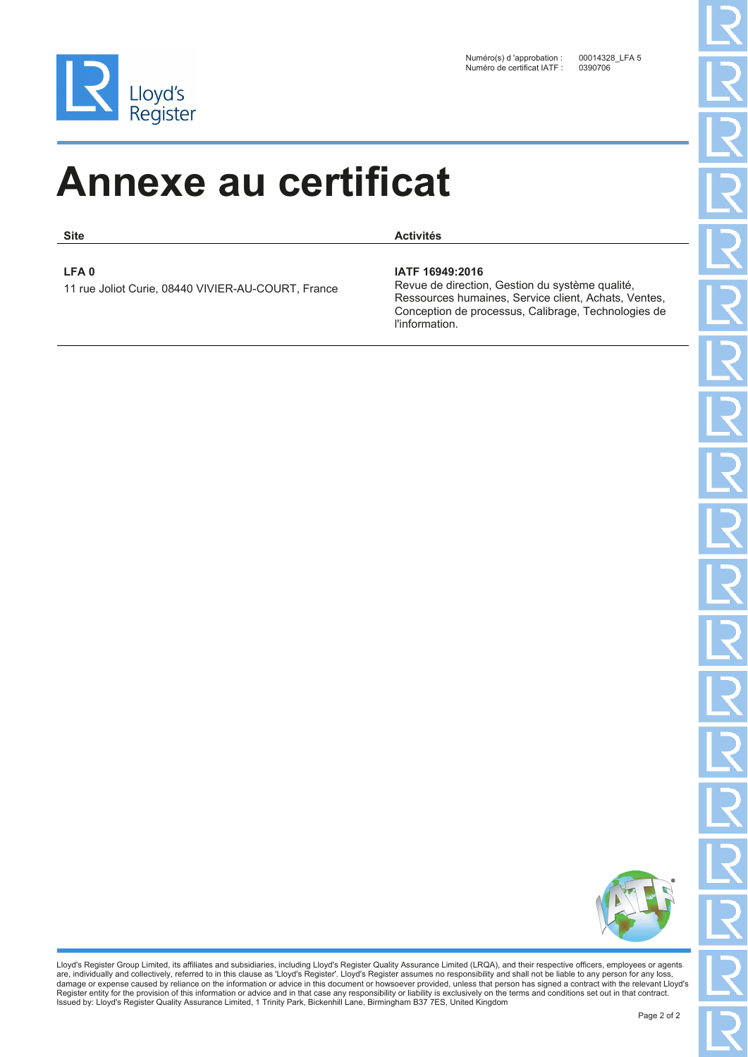Numéro(s) d 'approbation : 00014328_LFA 5
Numéro de certificat IATF : 0390706

# Annexe au certificat

| Site | Activités |
| --- | --- |
| **LFA 0**<br>11 rue Joliot Curie, 08440 VIVIER-AU-COURT, France | **IATF 16949:2016**<br>Revue de direction, Gestion du système qualité, Ressources humaines, Service client, Achats, Ventes, Conception de processus, Calibrage, Technologies de l'information. |

Lloyd's Register Group Limited, its affiliates and subsidiaries, including Lloyd's Register Quality Assurance Limited (LRQA), and their respective officers, employees or agents are, individually and collectively, referred to in this clause as 'Lloyd's Register'. Lloyd's Register assumes no responsibility and shall not be liable to any person for any loss, damage or expense caused by reliance on the information or advice in this document or howsoever provided, unless that person has signed a contract with the relevant Lloyd's Register entity for the provision of this information or advice and in that case any responsibility or liability is exclusively on the terms and conditions set out in that contract.
Issued by: Lloyd's Register Quality Assurance Limited, 1 Trinity Park, Bickenhill Lane, Birmingham B37 7ES, United Kingdom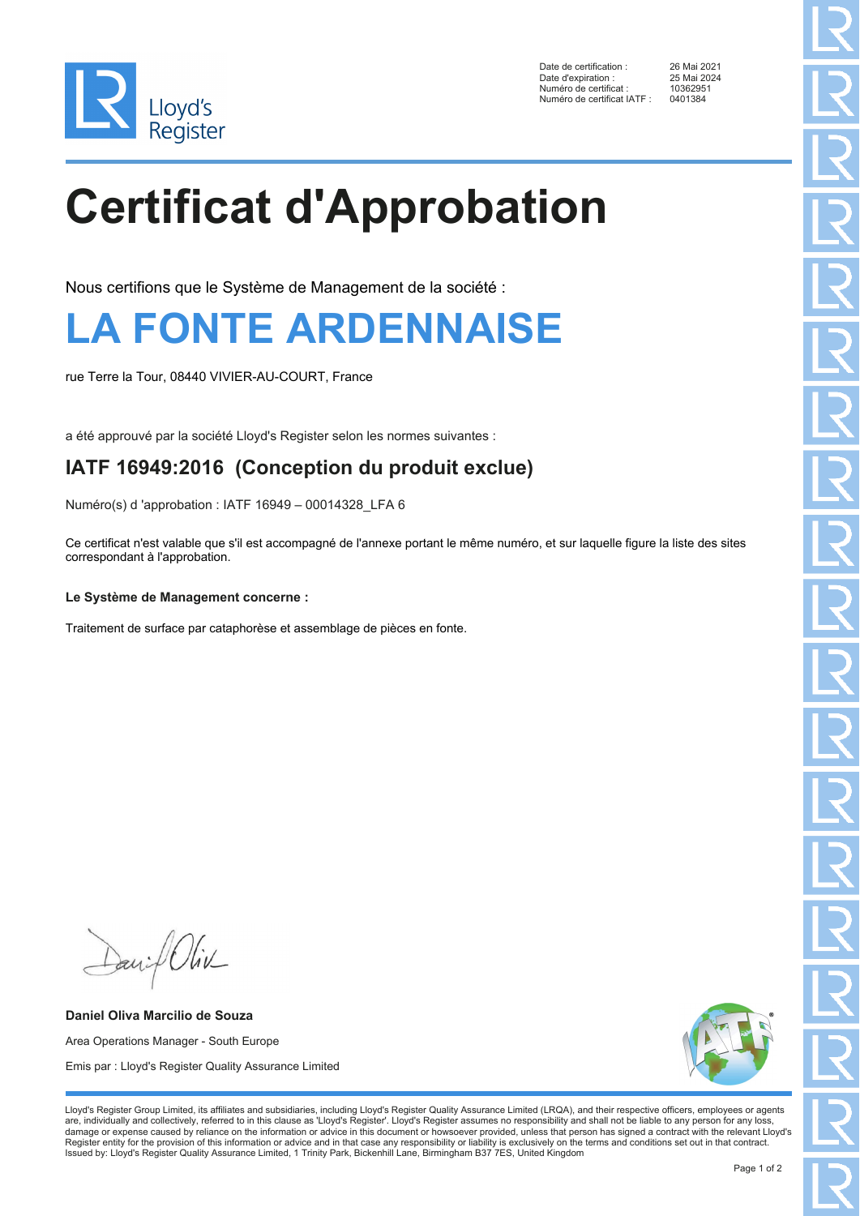| | |
|---|---|
| Date de certification : | 26 Mai 2021 |
| Date d'expiration : | 25 Mai 2024 |
| Numéro de certificat : | 10362951 |
| Numéro de certificat IATF : | 0401384 |

# Certificat d'Approbation

Nous certifions que le Système de Management de la société :

## LA FONTE ARDENNAISE

rue Terre la Tour, 08440 VIVIER-AU-COURT, France

a été approuvé par la société Lloyd's Register selon les normes suivantes :

### IATF 16949:2016 (Conception du produit exclue)

Numéro(s) d 'approbation : IATF 16949 – 00014328_LFA 6

Ce certificat n'est valable que s'il est accompagné de l'annexe portant le même numéro, et sur laquelle figure la liste des sites correspondant à l'approbation.

**Le Système de Management concerne :**

Traitement de surface par cataphorèse et assemblage de pièces en fonte.

**Daniel Oliva Marcilio de Souza**

Area Operations Manager - South Europe

Emis par : Lloyd's Register Quality Assurance Limited

Lloyd's Register Group Limited, its affiliates and subsidiaries, including Lloyd's Register Quality Assurance Limited (LRQA), and their respective officers, employees or agents are, individually and collectively, referred to in this clause as 'Lloyd's Register'. Lloyd's Register assumes no responsibility and shall not be liable to any person for any loss, damage or expense caused by reliance on the information or advice in this document or howsoever provided, unless that person has signed a contract with the relevant Lloyd's Register entity for the provision of this information or advice and in that case any responsibility or liability is exclusively on the terms and conditions set out in that contract.
Issued by: Lloyd's Register Quality Assurance Limited, 1 Trinity Park, Bickenhill Lane, Birmingham B37 7ES, United Kingdom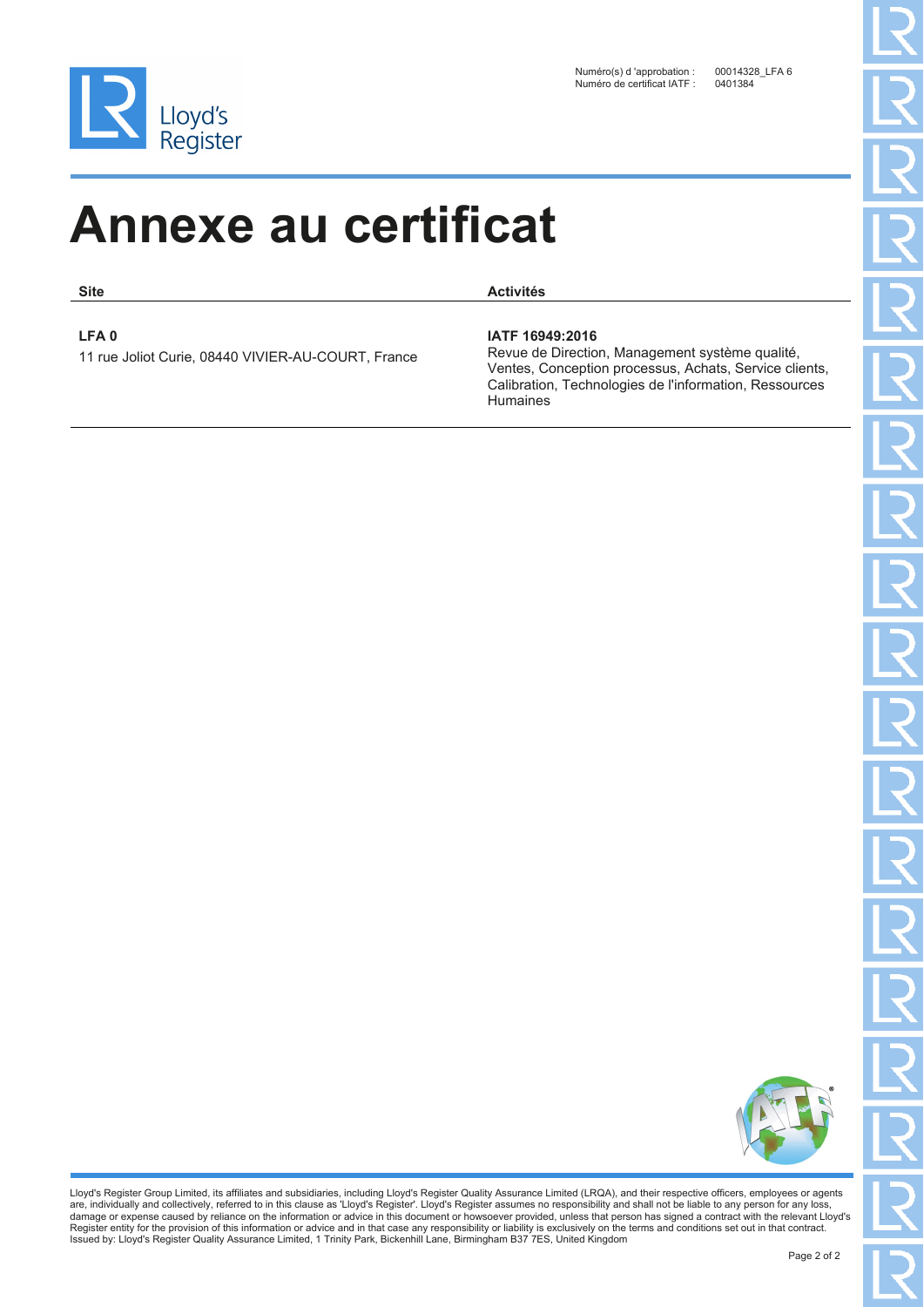Numéro(s) d 'approbation : 00014328_LFA 6
Numéro de certificat IATF : 0401384

# Annexe au certificat

| Site | Activités |
|---|---|
| **LFA 0**<br>11 rue Joliot Curie, 08440 VIVIER-AU-COURT, France | **IATF 16949:2016**<br>Revue de Direction, Management système qualité, Ventes, Conception processus, Achats, Service clients, Calibration, Technologies de l'information, Ressources Humaines |

Lloyd's Register Group Limited, its affiliates and subsidiaries, including Lloyd's Register Quality Assurance Limited (LRQA), and their respective officers, employees or agents are, individually and collectively, referred to in this clause as 'Lloyd's Register'. Lloyd's Register assumes no responsibility and shall not be liable to any person for any loss, damage or expense caused by reliance on the information or advice in this document or howsoever provided, unless that person has signed a contract with the relevant Lloyd's Register entity for the provision of this information or advice and in that case any responsibility or liability is exclusively on the terms and conditions set out in that contract.
Issued by: Lloyd's Register Quality Assurance Limited, 1 Trinity Park, Bickenhill Lane, Birmingham B37 7ES, United Kingdom